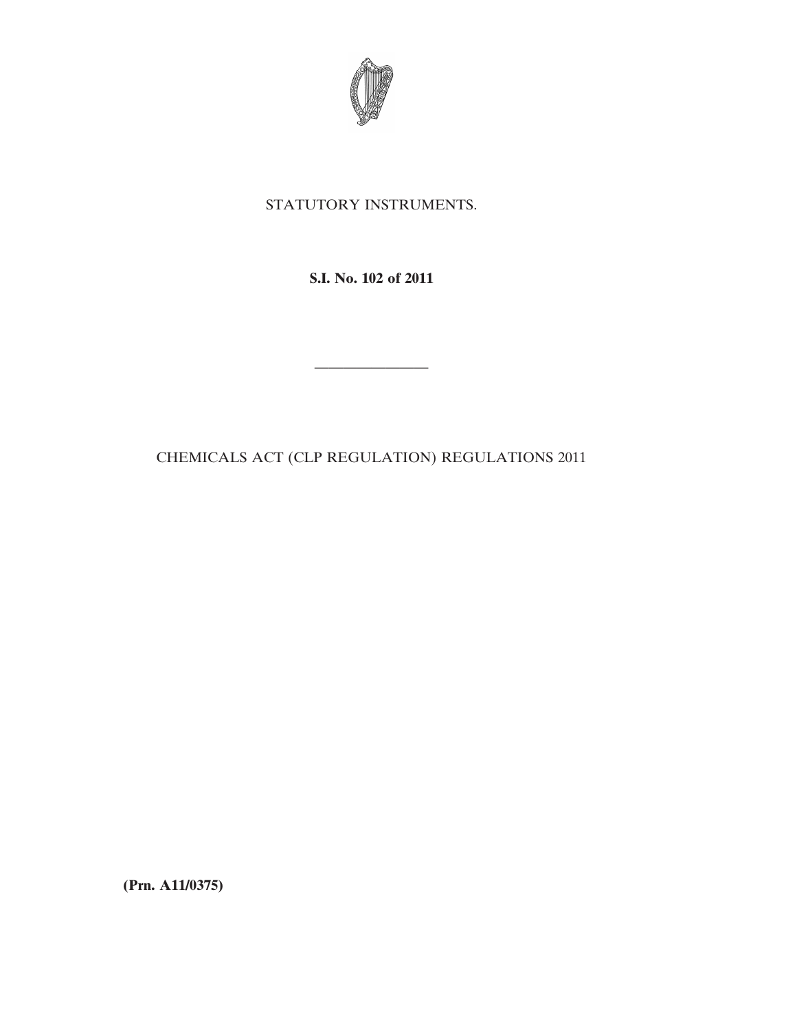STATUTORY INSTRUMENTS.

**S.I. No. 102 of 2011**

---

CHEMICALS ACT (CLP REGULATION) REGULATIONS 2011

**(Prn. A11/0375)**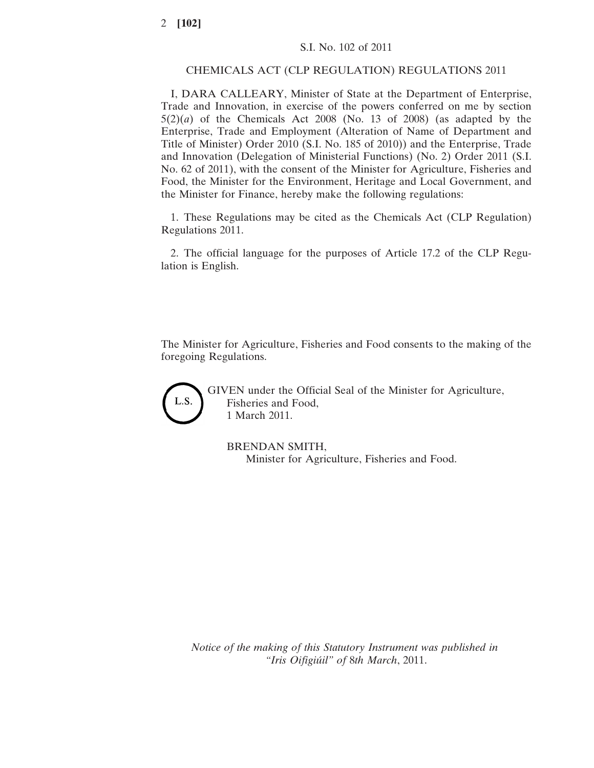S.I. No. 102 of 2011

CHEMICALS ACT (CLP REGULATION) REGULATIONS 2011

I, DARA CALLEARY, Minister of State at the Department of Enterprise, Trade and Innovation, in exercise of the powers conferred on me by section 5(2)(*a*) of the Chemicals Act 2008 (No. 13 of 2008) (as adapted by the Enterprise, Trade and Employment (Alteration of Name of Department and Title of Minister) Order 2010 (S.I. No. 185 of 2010)) and the Enterprise, Trade and Innovation (Delegation of Ministerial Functions) (No. 2) Order 2011 (S.I. No. 62 of 2011), with the consent of the Minister for Agriculture, Fisheries and Food, the Minister for the Environment, Heritage and Local Government, and the Minister for Finance, hereby make the following regulations:

1. These Regulations may be cited as the Chemicals Act (CLP Regulation) Regulations 2011.

2. The official language for the purposes of Article 17.2 of the CLP Regulation is English.

The Minister for Agriculture, Fisheries and Food consents to the making of the foregoing Regulations.

L.S.

GIVEN under the Official Seal of the Minister for Agriculture, Fisheries and Food,
1 March 2011.

BRENDAN SMITH,
Minister for Agriculture, Fisheries and Food.

*Notice of the making of this Statutory Instrument was published in "Iris Oifigiúil" of* 8*th March*, 2011.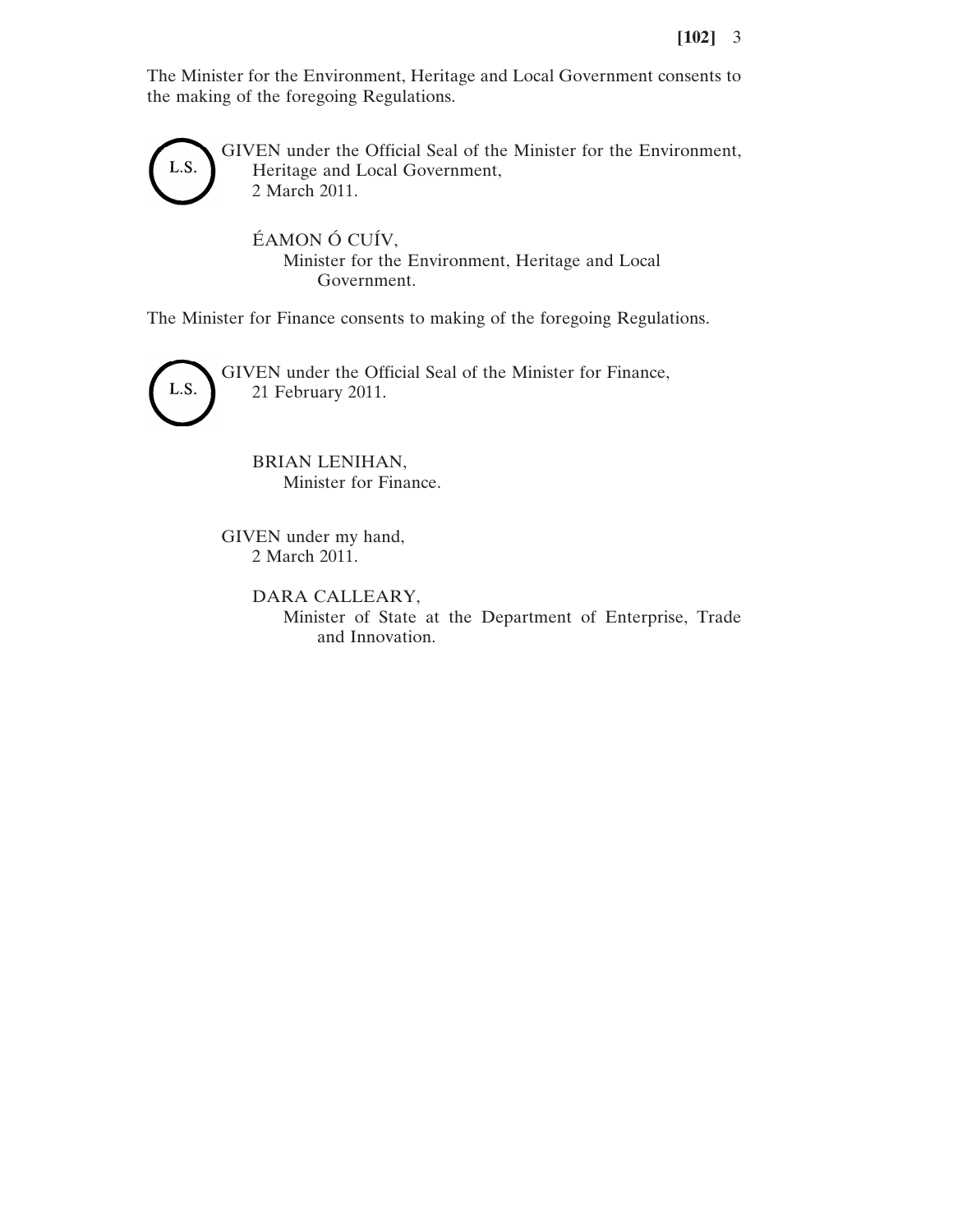The Minister for the Environment, Heritage and Local Government consents to the making of the foregoing Regulations.

L.S.

GIVEN under the Official Seal of the Minister for the Environment, Heritage and Local Government,
2 March 2011.

ÉAMON Ó CUÍV,
Minister for the Environment, Heritage and Local Government.

The Minister for Finance consents to making of the foregoing Regulations.

L.S.

GIVEN under the Official Seal of the Minister for Finance,
21 February 2011.

BRIAN LENIHAN,
Minister for Finance.

GIVEN under my hand,
2 March 2011.

DARA CALLEARY,
Minister of State at the Department of Enterprise, Trade and Innovation.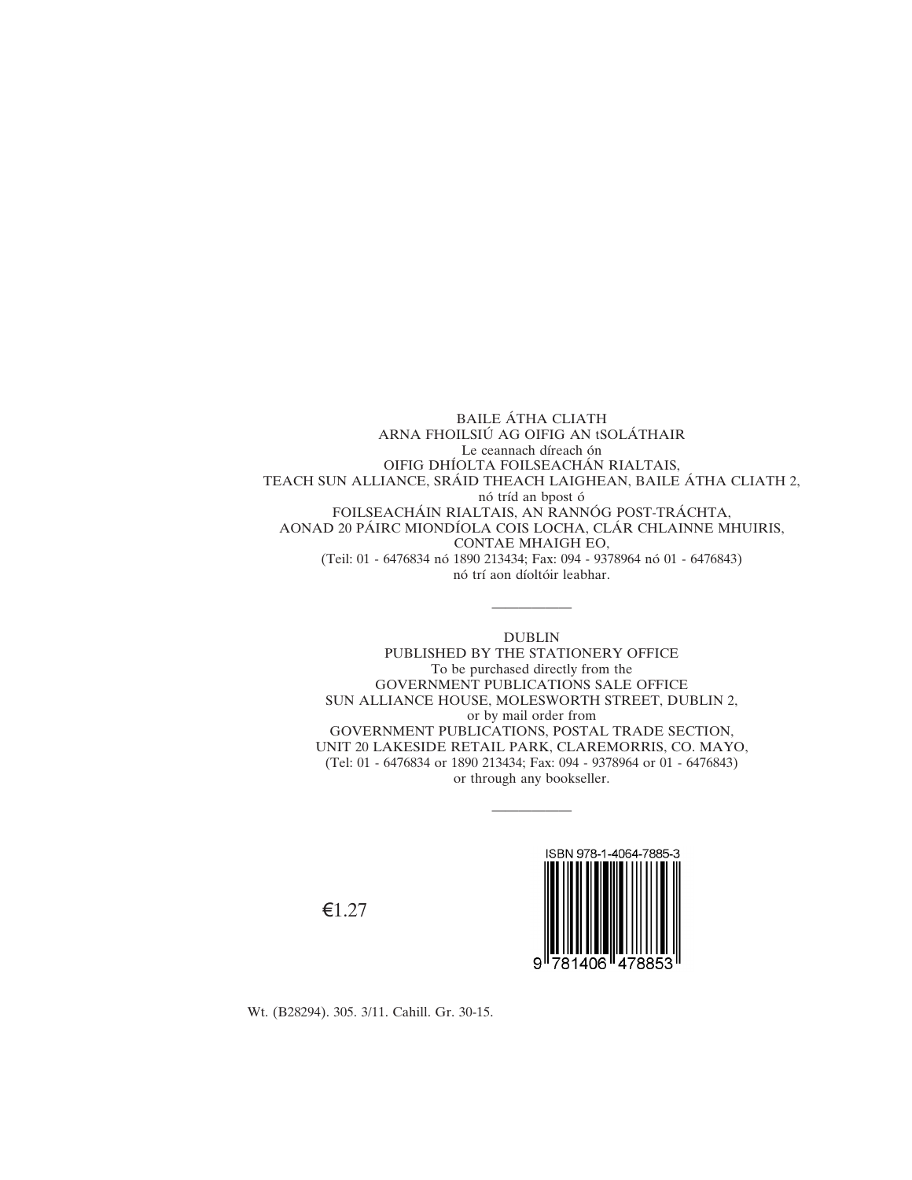BAILE ÁTHA CLIATH
ARNA FHOILSIÚ AG OIFIG AN tSOLÁTHAIR
Le ceannach díreach ón
OIFIG DHÍOLTA FOILSEACHÁN RIALTAIS,
TEACH SUN ALLIANCE, SRÁID THEACH LAIGHEAN, BAILE ÁTHA CLIATH 2,
nó tríd an bpost ó
FOILSEACHÁIN RIALTAIS, AN RANNÓG POST-TRÁCHTA,
AONAD 20 PÁIRC MIONDÍOLA COIS LOCHA, CLÁR CHLAINNE MHUIRIS,
CONTAE MHAIGH EO,
(Teil: 01 - 6476834 nó 1890 213434; Fax: 094 - 9378964 nó 01 - 6476843)
nó trí aon díoltóir leabhar.

---

DUBLIN
PUBLISHED BY THE STATIONERY OFFICE
To be purchased directly from the
GOVERNMENT PUBLICATIONS SALE OFFICE
SUN ALLIANCE HOUSE, MOLESWORTH STREET, DUBLIN 2,
or by mail order from
GOVERNMENT PUBLICATIONS, POSTAL TRADE SECTION,
UNIT 20 LAKESIDE RETAIL PARK, CLAREMORRIS, CO. MAYO,
(Tel: 01 - 6476834 or 1890 213434; Fax: 094 - 9378964 or 01 - 6476843)
or through any bookseller.

---

€1.27

ISBN 978-1-4064-7885-3

9 781406 478853

Wt. (B28294). 305. 3/11. Cahill. Gr. 30-15.